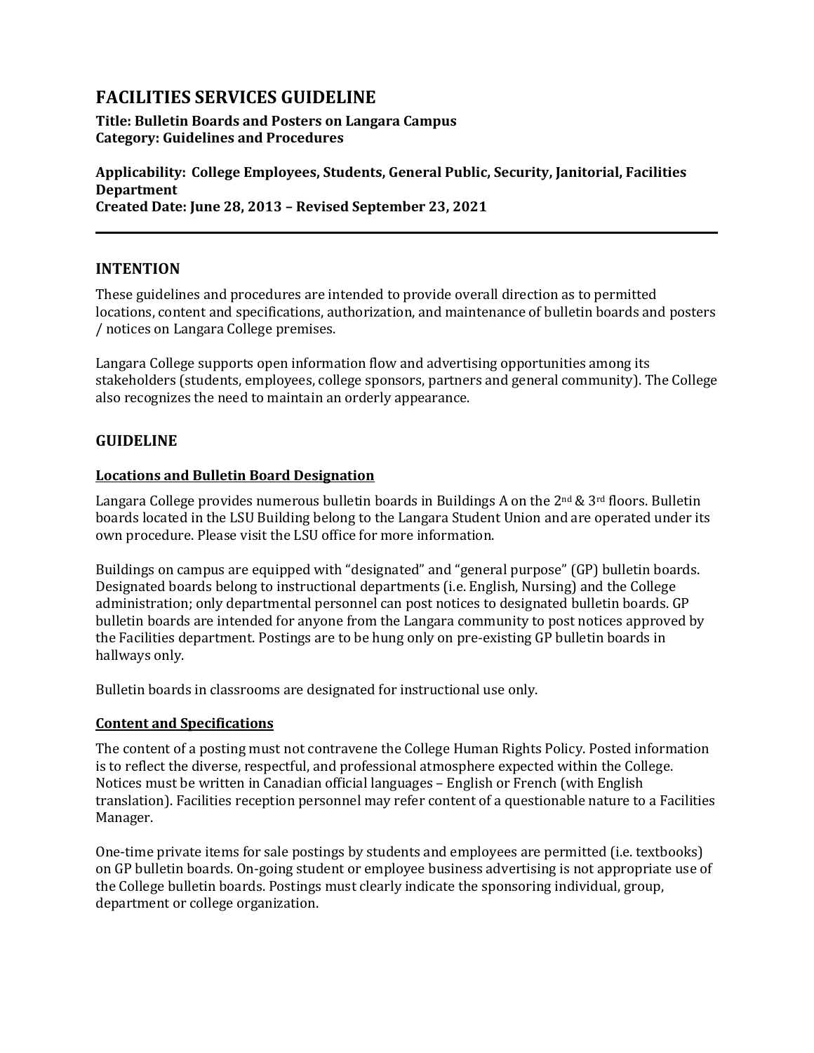# FACILITIES SERVICES GUIDELINE

**Title: Bulletin Boards and Posters on Langara Campus**
**Category: Guidelines and Procedures**

**Applicability: College Employees, Students, General Public, Security, Janitorial, Facilities Department**
**Created Date: June 28, 2013 – Revised September 23, 2021**

---

## INTENTION

These guidelines and procedures are intended to provide overall direction as to permitted locations, content and specifications, authorization, and maintenance of bulletin boards and posters / notices on Langara College premises.

Langara College supports open information flow and advertising opportunities among its stakeholders (students, employees, college sponsors, partners and general community). The College also recognizes the need to maintain an orderly appearance.

## GUIDELINE

### Locations and Bulletin Board Designation

Langara College provides numerous bulletin boards in Buildings A on the 2nd & 3rd floors. Bulletin boards located in the LSU Building belong to the Langara Student Union and are operated under its own procedure. Please visit the LSU office for more information.

Buildings on campus are equipped with "designated" and "general purpose" (GP) bulletin boards. Designated boards belong to instructional departments (i.e. English, Nursing) and the College administration; only departmental personnel can post notices to designated bulletin boards. GP bulletin boards are intended for anyone from the Langara community to post notices approved by the Facilities department. Postings are to be hung only on pre-existing GP bulletin boards in hallways only.

Bulletin boards in classrooms are designated for instructional use only.

### Content and Specifications

The content of a posting must not contravene the College Human Rights Policy. Posted information is to reflect the diverse, respectful, and professional atmosphere expected within the College. Notices must be written in Canadian official languages – English or French (with English translation). Facilities reception personnel may refer content of a questionable nature to a Facilities Manager.

One-time private items for sale postings by students and employees are permitted (i.e. textbooks) on GP bulletin boards. On-going student or employee business advertising is not appropriate use of the College bulletin boards. Postings must clearly indicate the sponsoring individual, group, department or college organization.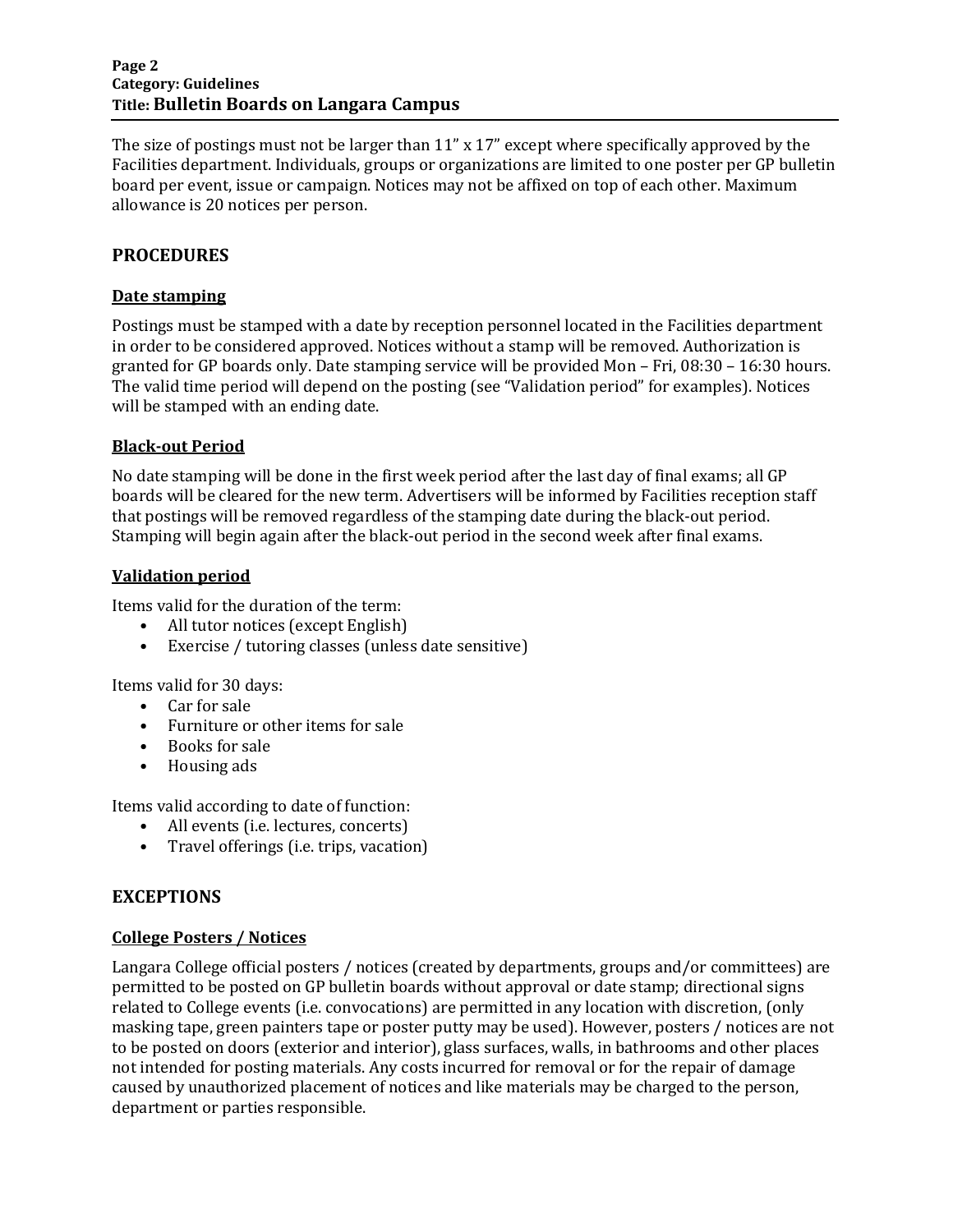The size of postings must not be larger than 11" x 17" except where specifically approved by the Facilities department. Individuals, groups or organizations are limited to one poster per GP bulletin board per event, issue or campaign. Notices may not be affixed on top of each other. Maximum allowance is 20 notices per person.

## PROCEDURES

### Date stamping

Postings must be stamped with a date by reception personnel located in the Facilities department in order to be considered approved. Notices without a stamp will be removed. Authorization is granted for GP boards only. Date stamping service will be provided Mon – Fri, 08:30 – 16:30 hours. The valid time period will depend on the posting (see "Validation period" for examples). Notices will be stamped with an ending date.

### Black-out Period

No date stamping will be done in the first week period after the last day of final exams; all GP boards will be cleared for the new term. Advertisers will be informed by Facilities reception staff that postings will be removed regardless of the stamping date during the black-out period. Stamping will begin again after the black-out period in the second week after final exams.

### Validation period

Items valid for the duration of the term:

- All tutor notices (except English)
- Exercise / tutoring classes (unless date sensitive)

Items valid for 30 days:

- Car for sale
- Furniture or other items for sale
- Books for sale
- Housing ads

Items valid according to date of function:

- All events (i.e. lectures, concerts)
- Travel offerings (i.e. trips, vacation)

## EXCEPTIONS

### College Posters / Notices

Langara College official posters / notices (created by departments, groups and/or committees) are permitted to be posted on GP bulletin boards without approval or date stamp; directional signs related to College events (i.e. convocations) are permitted in any location with discretion, (only masking tape, green painters tape or poster putty may be used). However, posters / notices are not to be posted on doors (exterior and interior), glass surfaces, walls, in bathrooms and other places not intended for posting materials. Any costs incurred for removal or for the repair of damage caused by unauthorized placement of notices and like materials may be charged to the person, department or parties responsible.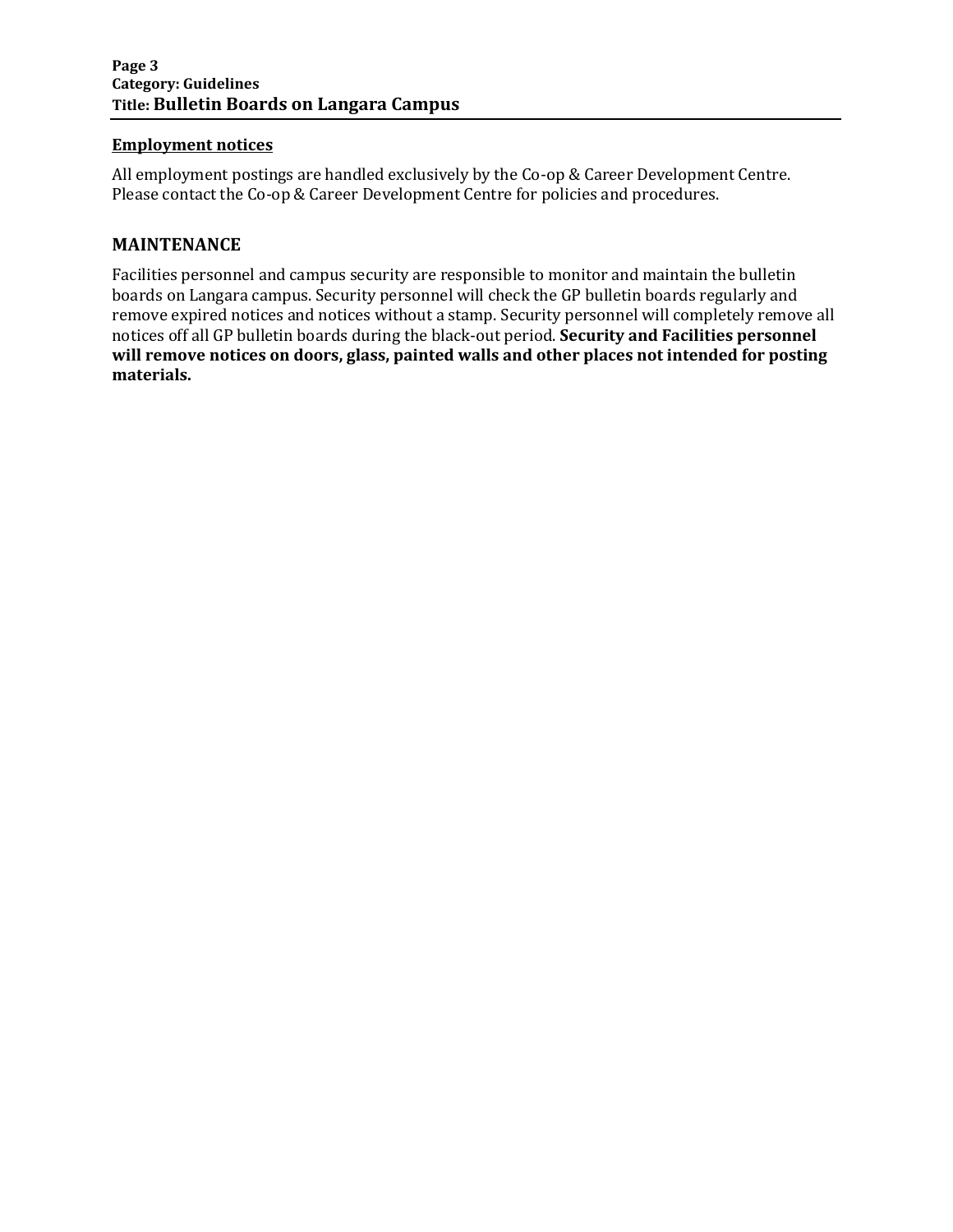**Employment notices**

All employment postings are handled exclusively by the Co-op & Career Development Centre. Please contact the Co-op & Career Development Centre for policies and procedures.

## MAINTENANCE

Facilities personnel and campus security are responsible to monitor and maintain the bulletin boards on Langara campus. Security personnel will check the GP bulletin boards regularly and remove expired notices and notices without a stamp. Security personnel will completely remove all notices off all GP bulletin boards during the black-out period. **Security and Facilities personnel will remove notices on doors, glass, painted walls and other places not intended for posting materials.**